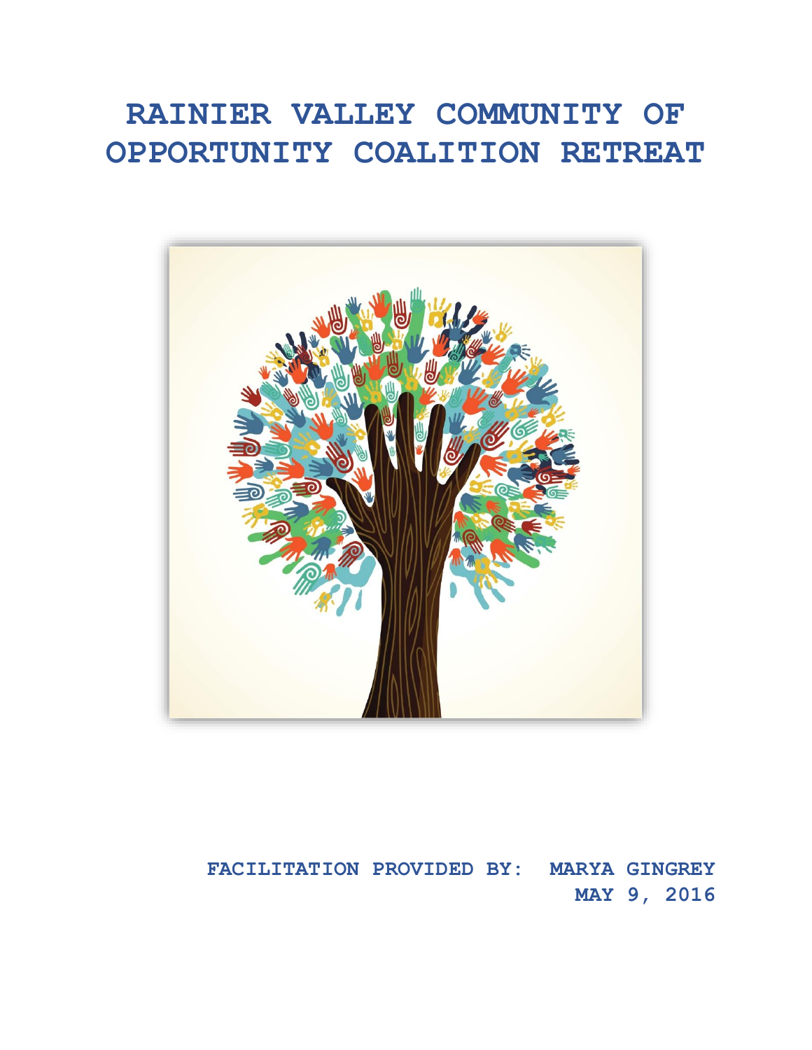# RAINIER VALLEY COMMUNITY OF OPPORTUNITY COALITION RETREAT

**FACILITATION PROVIDED BY: MARYA GINGREY**

**MAY 9, 2016**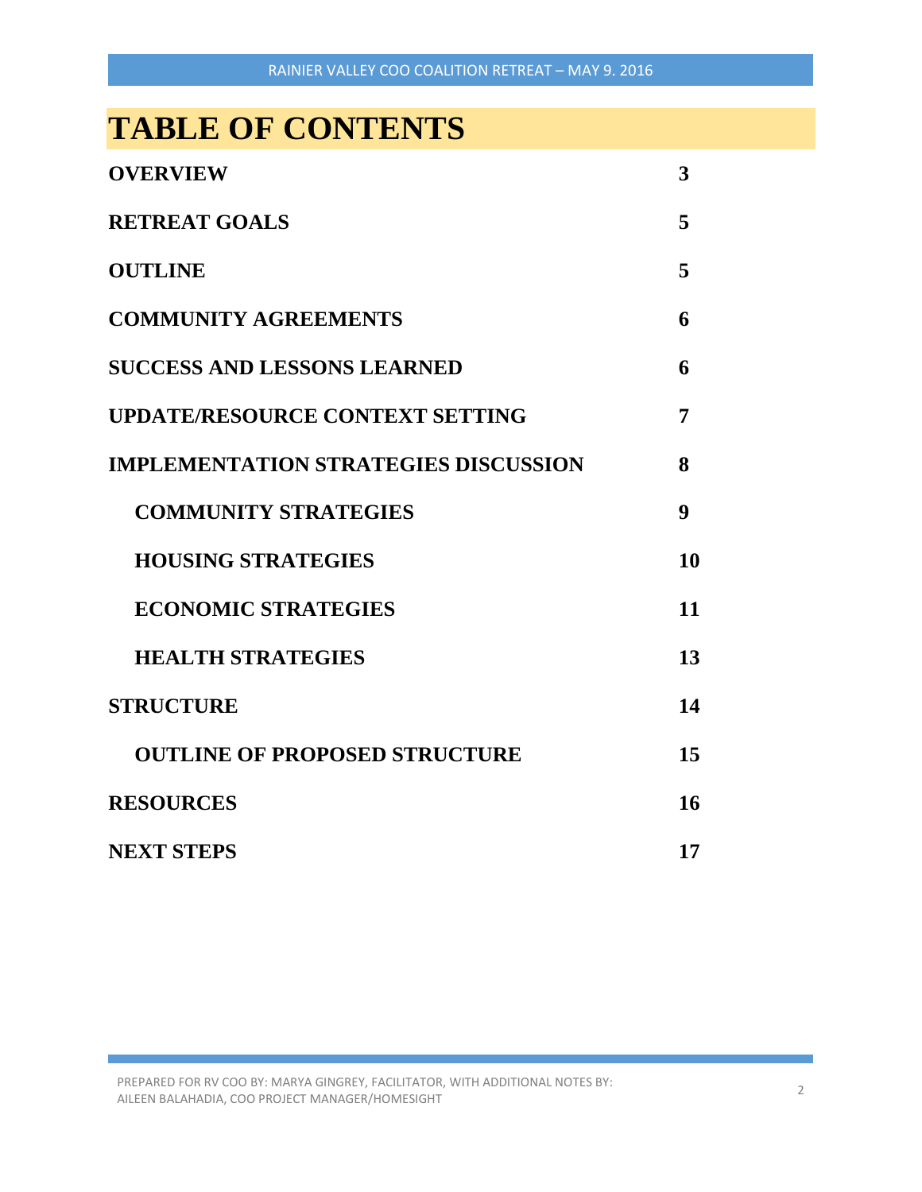# TABLE OF CONTENTS

| | |
|---|---|
| **OVERVIEW** | **3** |
| **RETREAT GOALS** | **5** |
| **OUTLINE** | **5** |
| **COMMUNITY AGREEMENTS** | **6** |
| **SUCCESS AND LESSONS LEARNED** | **6** |
| **UPDATE/RESOURCE CONTEXT SETTING** | **7** |
| **IMPLEMENTATION STRATEGIES DISCUSSION** | **8** |
| **COMMUNITY STRATEGIES** | **9** |
| **HOUSING STRATEGIES** | **10** |
| **ECONOMIC STRATEGIES** | **11** |
| **HEALTH STRATEGIES** | **13** |
| **STRUCTURE** | **14** |
| **OUTLINE OF PROPOSED STRUCTURE** | **15** |
| **RESOURCES** | **16** |
| **NEXT STEPS** | **17** |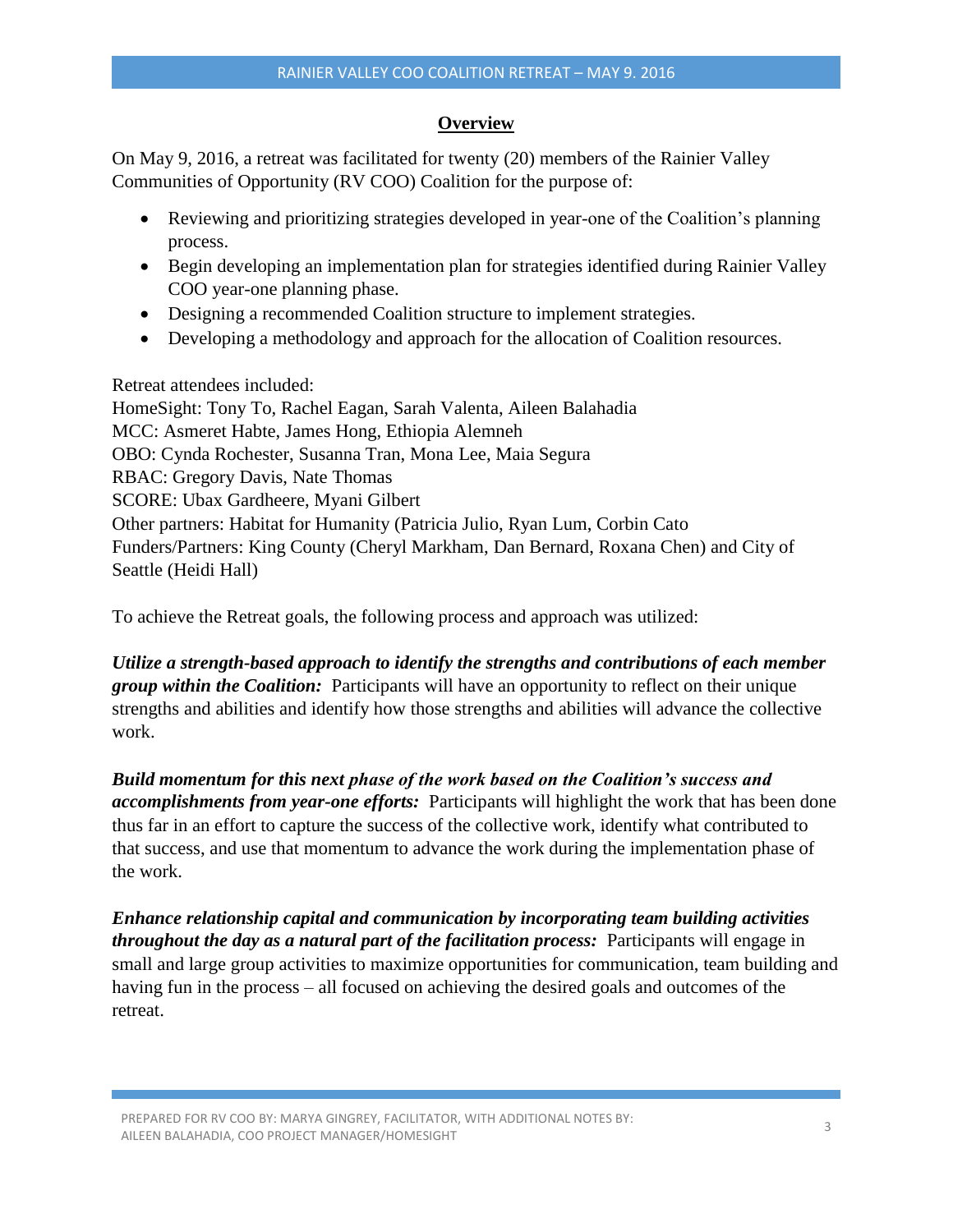## Overview

On May 9, 2016, a retreat was facilitated for twenty (20) members of the Rainier Valley Communities of Opportunity (RV COO) Coalition for the purpose of:

- Reviewing and prioritizing strategies developed in year-one of the Coalition's planning process.
- Begin developing an implementation plan for strategies identified during Rainier Valley COO year-one planning phase.
- Designing a recommended Coalition structure to implement strategies.
- Developing a methodology and approach for the allocation of Coalition resources.

Retreat attendees included:
HomeSight: Tony To, Rachel Eagan, Sarah Valenta, Aileen Balahadia
MCC: Asmeret Habte, James Hong, Ethiopia Alemneh
OBO: Cynda Rochester, Susanna Tran, Mona Lee, Maia Segura
RBAC: Gregory Davis, Nate Thomas
SCORE: Ubax Gardheere, Myani Gilbert
Other partners: Habitat for Humanity (Patricia Julio, Ryan Lum, Corbin Cato
Funders/Partners: King County (Cheryl Markham, Dan Bernard, Roxana Chen) and City of Seattle (Heidi Hall)

To achieve the Retreat goals, the following process and approach was utilized:

***Utilize a strength-based approach to identify the strengths and contributions of each member group within the Coalition:*** Participants will have an opportunity to reflect on their unique strengths and abilities and identify how those strengths and abilities will advance the collective work.

***Build momentum for this next phase of the work based on the Coalition's success and accomplishments from year-one efforts:*** Participants will highlight the work that has been done thus far in an effort to capture the success of the collective work, identify what contributed to that success, and use that momentum to advance the work during the implementation phase of the work.

***Enhance relationship capital and communication by incorporating team building activities throughout the day as a natural part of the facilitation process:*** Participants will engage in small and large group activities to maximize opportunities for communication, team building and having fun in the process – all focused on achieving the desired goals and outcomes of the retreat.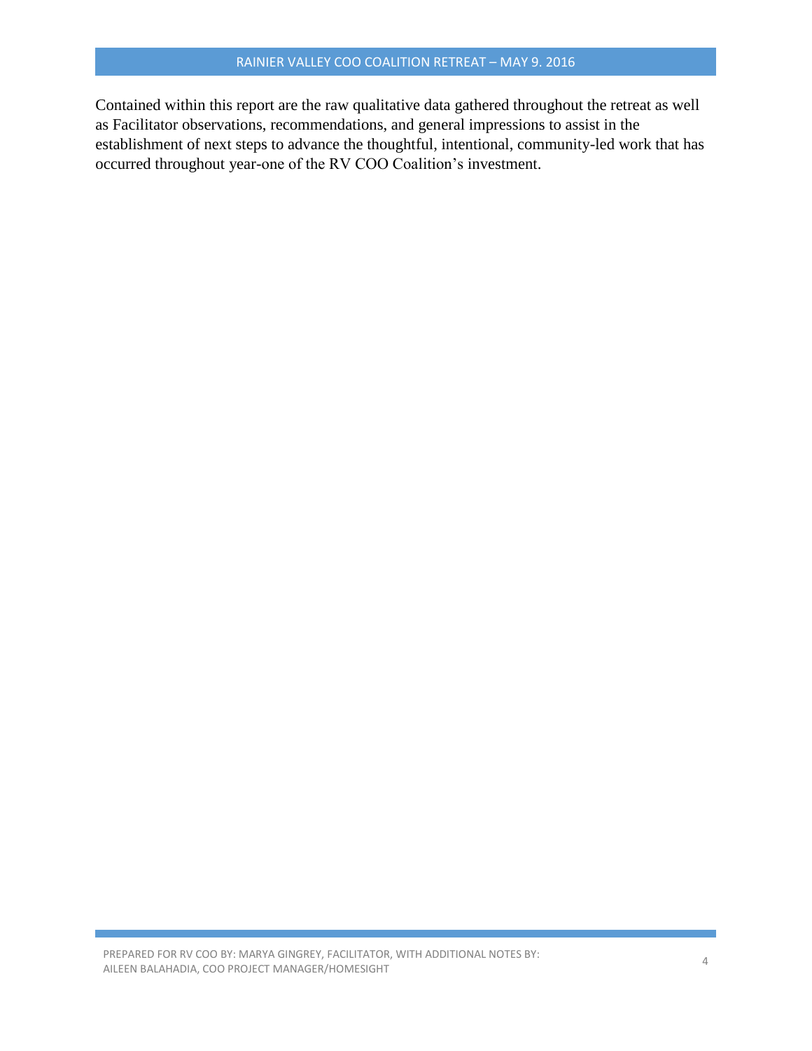Contained within this report are the raw qualitative data gathered throughout the retreat as well as Facilitator observations, recommendations, and general impressions to assist in the establishment of next steps to advance the thoughtful, intentional, community-led work that has occurred throughout year-one of the RV COO Coalition's investment.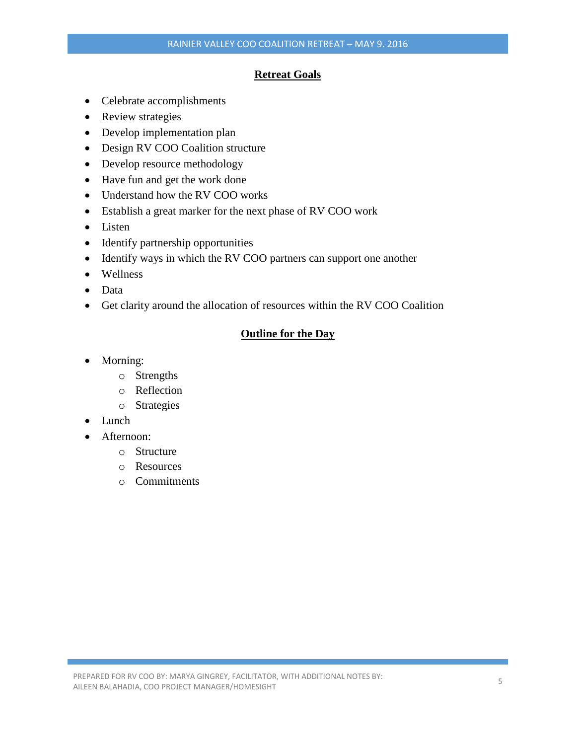## Retreat Goals

- Celebrate accomplishments
- Review strategies
- Develop implementation plan
- Design RV COO Coalition structure
- Develop resource methodology
- Have fun and get the work done
- Understand how the RV COO works
- Establish a great marker for the next phase of RV COO work
- Listen
- Identify partnership opportunities
- Identify ways in which the RV COO partners can support one another
- Wellness
- Data
- Get clarity around the allocation of resources within the RV COO Coalition

## Outline for the Day

- Morning:
  - Strengths
  - Reflection
  - Strategies
- Lunch
- Afternoon:
  - Structure
  - Resources
  - Commitments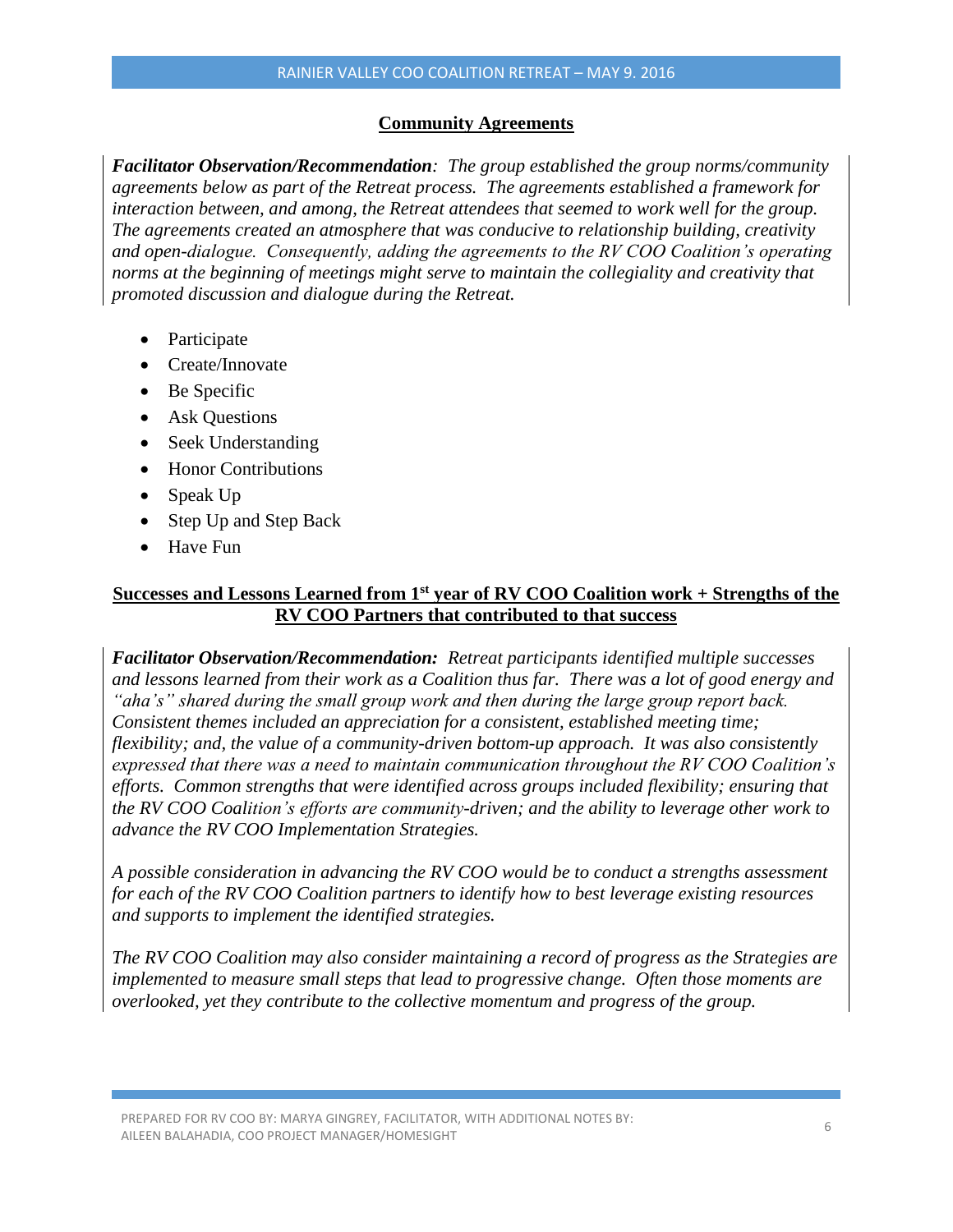## Community Agreements

***Facilitator Observation/Recommendation**: The group established the group norms/community agreements below as part of the Retreat process. The agreements established a framework for interaction between, and among, the Retreat attendees that seemed to work well for the group. The agreements created an atmosphere that was conducive to relationship building, creativity and open-dialogue. Consequently, adding the agreements to the RV COO Coalition's operating norms at the beginning of meetings might serve to maintain the collegiality and creativity that promoted discussion and dialogue during the Retreat.*

- Participate
- Create/Innovate
- Be Specific
- Ask Questions
- Seek Understanding
- Honor Contributions
- Speak Up
- Step Up and Step Back
- Have Fun

## Successes and Lessons Learned from 1st year of RV COO Coalition work + Strengths of the RV COO Partners that contributed to that success

***Facilitator Observation/Recommendation:** Retreat participants identified multiple successes and lessons learned from their work as a Coalition thus far. There was a lot of good energy and "aha's" shared during the small group work and then during the large group report back. Consistent themes included an appreciation for a consistent, established meeting time; flexibility; and, the value of a community-driven bottom-up approach. It was also consistently expressed that there was a need to maintain communication throughout the RV COO Coalition's efforts. Common strengths that were identified across groups included flexibility; ensuring that the RV COO Coalition's efforts are community-driven; and the ability to leverage other work to advance the RV COO Implementation Strategies.*

*A possible consideration in advancing the RV COO would be to conduct a strengths assessment for each of the RV COO Coalition partners to identify how to best leverage existing resources and supports to implement the identified strategies.*

*The RV COO Coalition may also consider maintaining a record of progress as the Strategies are implemented to measure small steps that lead to progressive change. Often those moments are overlooked, yet they contribute to the collective momentum and progress of the group.*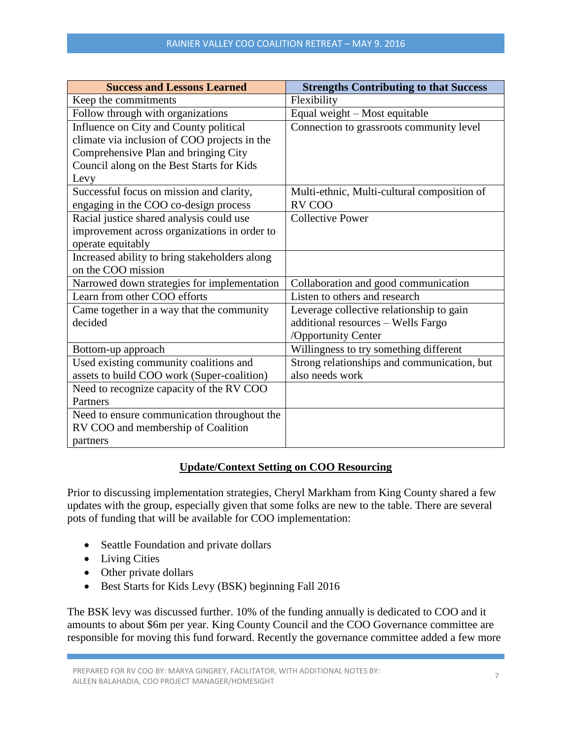| Success and Lessons Learned | Strengths Contributing to that Success |
| --- | --- |
| Keep the commitments | Flexibility |
| Follow through with organizations | Equal weight – Most equitable |
| Influence on City and County political climate via inclusion of COO projects in the Comprehensive Plan and bringing City Council along on the Best Starts for Kids Levy | Connection to grassroots community level |
| Successful focus on mission and clarity, engaging in the COO co-design process | Multi-ethnic, Multi-cultural composition of RV COO |
| Racial justice shared analysis could use improvement across organizations in order to operate equitably | Collective Power |
| Increased ability to bring stakeholders along on the COO mission | |
| Narrowed down strategies for implementation | Collaboration and good communication |
| Learn from other COO efforts | Listen to others and research |
| Came together in a way that the community decided | Leverage collective relationship to gain additional resources – Wells Fargo /Opportunity Center |
| Bottom-up approach | Willingness to try something different |
| Used existing community coalitions and assets to build COO work (Super-coalition) | Strong relationships and communication, but also needs work |
| Need to recognize capacity of the RV COO Partners | |
| Need to ensure communication throughout the RV COO and membership of Coalition partners | |

## Update/Context Setting on COO Resourcing

Prior to discussing implementation strategies, Cheryl Markham from King County shared a few updates with the group, especially given that some folks are new to the table. There are several pots of funding that will be available for COO implementation:

- Seattle Foundation and private dollars
- Living Cities
- Other private dollars
- Best Starts for Kids Levy (BSK) beginning Fall 2016

The BSK levy was discussed further. 10% of the funding annually is dedicated to COO and it amounts to about $6m per year. King County Council and the COO Governance committee are responsible for moving this fund forward. Recently the governance committee added a few more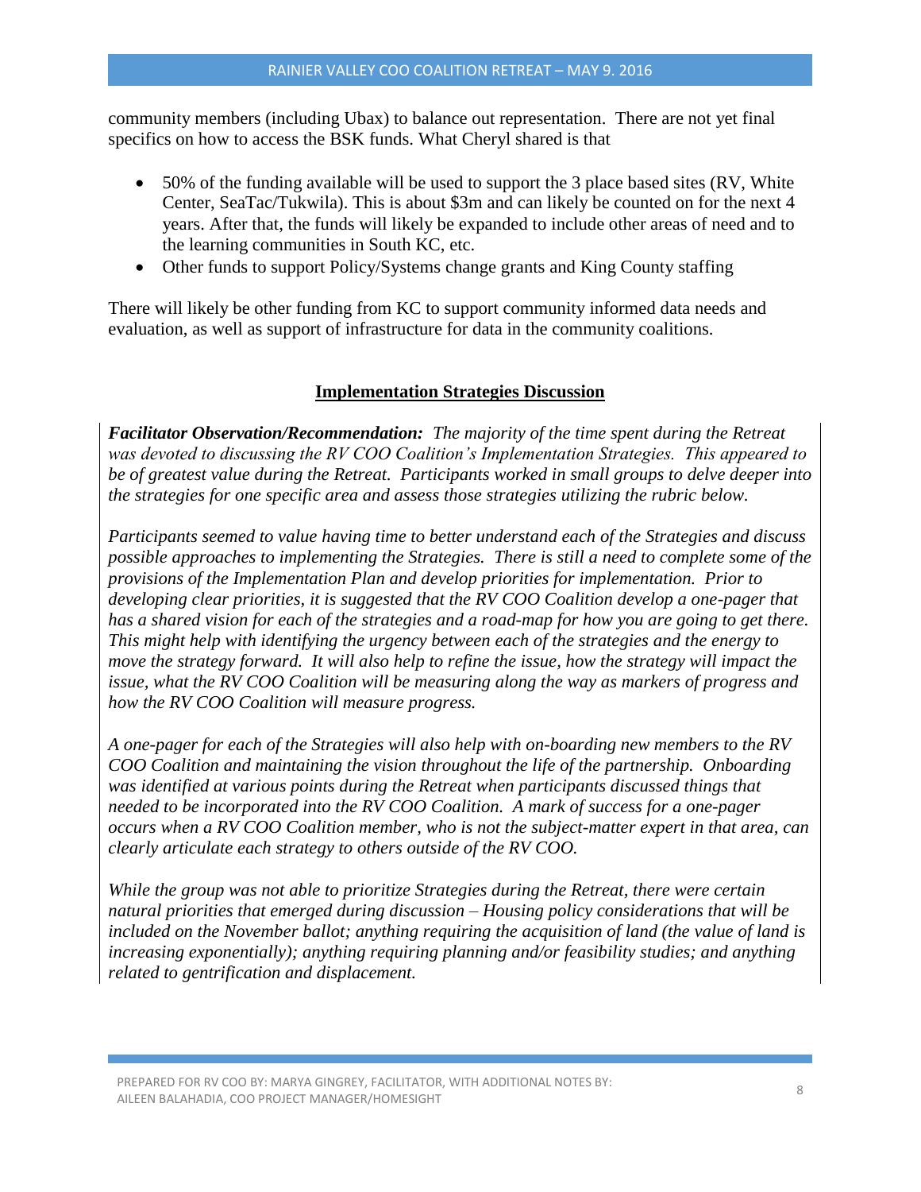community members (including Ubax) to balance out representation. There are not yet final specifics on how to access the BSK funds. What Cheryl shared is that

- 50% of the funding available will be used to support the 3 place based sites (RV, White Center, SeaTac/Tukwila). This is about $3m and can likely be counted on for the next 4 years. After that, the funds will likely be expanded to include other areas of need and to the learning communities in South KC, etc.
- Other funds to support Policy/Systems change grants and King County staffing

There will likely be other funding from KC to support community informed data needs and evaluation, as well as support of infrastructure for data in the community coalitions.

## Implementation Strategies Discussion

***Facilitator Observation/Recommendation:*** *The majority of the time spent during the Retreat was devoted to discussing the RV COO Coalition's Implementation Strategies. This appeared to be of greatest value during the Retreat. Participants worked in small groups to delve deeper into the strategies for one specific area and assess those strategies utilizing the rubric below.*

*Participants seemed to value having time to better understand each of the Strategies and discuss possible approaches to implementing the Strategies. There is still a need to complete some of the provisions of the Implementation Plan and develop priorities for implementation. Prior to developing clear priorities, it is suggested that the RV COO Coalition develop a one-pager that has a shared vision for each of the strategies and a road-map for how you are going to get there. This might help with identifying the urgency between each of the strategies and the energy to move the strategy forward. It will also help to refine the issue, how the strategy will impact the issue, what the RV COO Coalition will be measuring along the way as markers of progress and how the RV COO Coalition will measure progress.*

*A one-pager for each of the Strategies will also help with on-boarding new members to the RV COO Coalition and maintaining the vision throughout the life of the partnership. Onboarding was identified at various points during the Retreat when participants discussed things that needed to be incorporated into the RV COO Coalition. A mark of success for a one-pager occurs when a RV COO Coalition member, who is not the subject-matter expert in that area, can clearly articulate each strategy to others outside of the RV COO.*

*While the group was not able to prioritize Strategies during the Retreat, there were certain natural priorities that emerged during discussion – Housing policy considerations that will be included on the November ballot; anything requiring the acquisition of land (the value of land is increasing exponentially); anything requiring planning and/or feasibility studies; and anything related to gentrification and displacement.*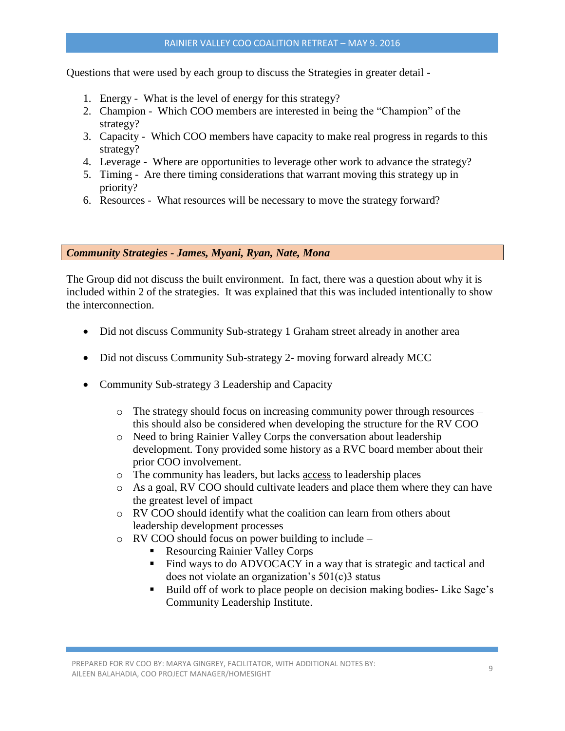Questions that were used by each group to discuss the Strategies in greater detail -

1. Energy - What is the level of energy for this strategy?
2. Champion - Which COO members are interested in being the "Champion" of the strategy?
3. Capacity - Which COO members have capacity to make real progress in regards to this strategy?
4. Leverage - Where are opportunities to leverage other work to advance the strategy?
5. Timing - Are there timing considerations that warrant moving this strategy up in priority?
6. Resources - What resources will be necessary to move the strategy forward?

### ***Community Strategies - James, Myani, Ryan, Nate, Mona***

The Group did not discuss the built environment. In fact, there was a question about why it is included within 2 of the strategies. It was explained that this was included intentionally to show the interconnection.

- Did not discuss Community Sub-strategy 1 Graham street already in another area

- Did not discuss Community Sub-strategy 2- moving forward already MCC

- Community Sub-strategy 3 Leadership and Capacity
    - The strategy should focus on increasing community power through resources – this should also be considered when developing the structure for the RV COO
    - Need to bring Rainier Valley Corps the conversation about leadership development. Tony provided some history as a RVC board member about their prior COO involvement.
    - The community has leaders, but lacks <u>access</u> to leadership places
    - As a goal, RV COO should cultivate leaders and place them where they can have the greatest level of impact
    - RV COO should identify what the coalition can learn from others about leadership development processes
    - RV COO should focus on power building to include –
        - Resourcing Rainier Valley Corps
        - Find ways to do ADVOCACY in a way that is strategic and tactical and does not violate an organization's 501(c)3 status
        - Build off of work to place people on decision making bodies- Like Sage's Community Leadership Institute.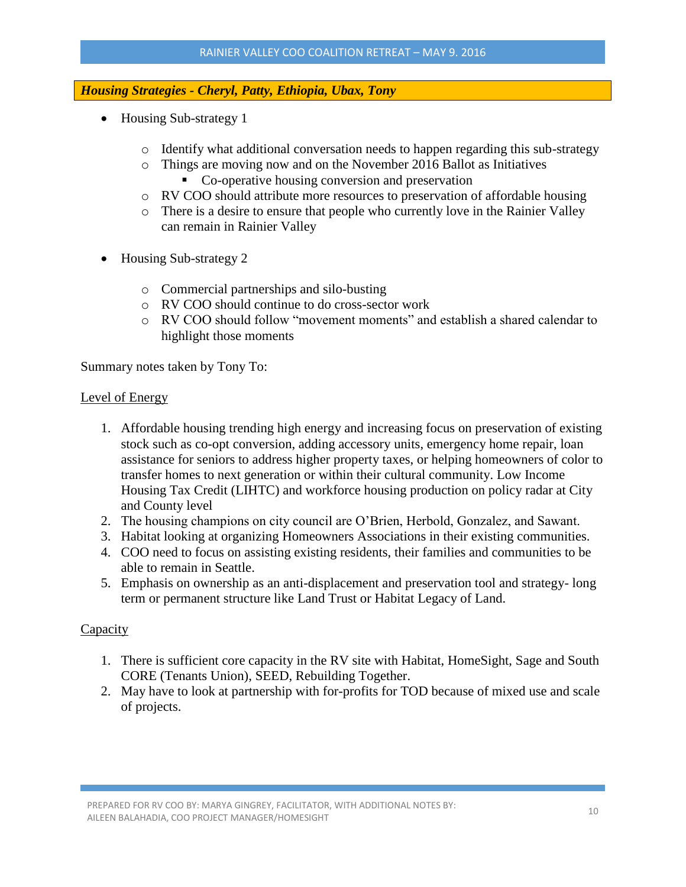### ***Housing Strategies - Cheryl, Patty, Ethiopia, Ubax, Tony***

- Housing Sub-strategy 1
  - Identify what additional conversation needs to happen regarding this sub-strategy
  - Things are moving now and on the November 2016 Ballot as Initiatives
    - Co-operative housing conversion and preservation
  - RV COO should attribute more resources to preservation of affordable housing
  - There is a desire to ensure that people who currently love in the Rainier Valley can remain in Rainier Valley

- Housing Sub-strategy 2
  - Commercial partnerships and silo-busting
  - RV COO should continue to do cross-sector work
  - RV COO should follow "movement moments" and establish a shared calendar to highlight those moments

Summary notes taken by Tony To:

<u>Level of Energy</u>

1. Affordable housing trending high energy and increasing focus on preservation of existing stock such as co-opt conversion, adding accessory units, emergency home repair, loan assistance for seniors to address higher property taxes, or helping homeowners of color to transfer homes to next generation or within their cultural community. Low Income Housing Tax Credit (LIHTC) and workforce housing production on policy radar at City and County level
2. The housing champions on city council are O'Brien, Herbold, Gonzalez, and Sawant.
3. Habitat looking at organizing Homeowners Associations in their existing communities.
4. COO need to focus on assisting existing residents, their families and communities to be able to remain in Seattle.
5. Emphasis on ownership as an anti-displacement and preservation tool and strategy- long term or permanent structure like Land Trust or Habitat Legacy of Land.

<u>Capacity</u>

1. There is sufficient core capacity in the RV site with Habitat, HomeSight, Sage and South CORE (Tenants Union), SEED, Rebuilding Together.
2. May have to look at partnership with for-profits for TOD because of mixed use and scale of projects.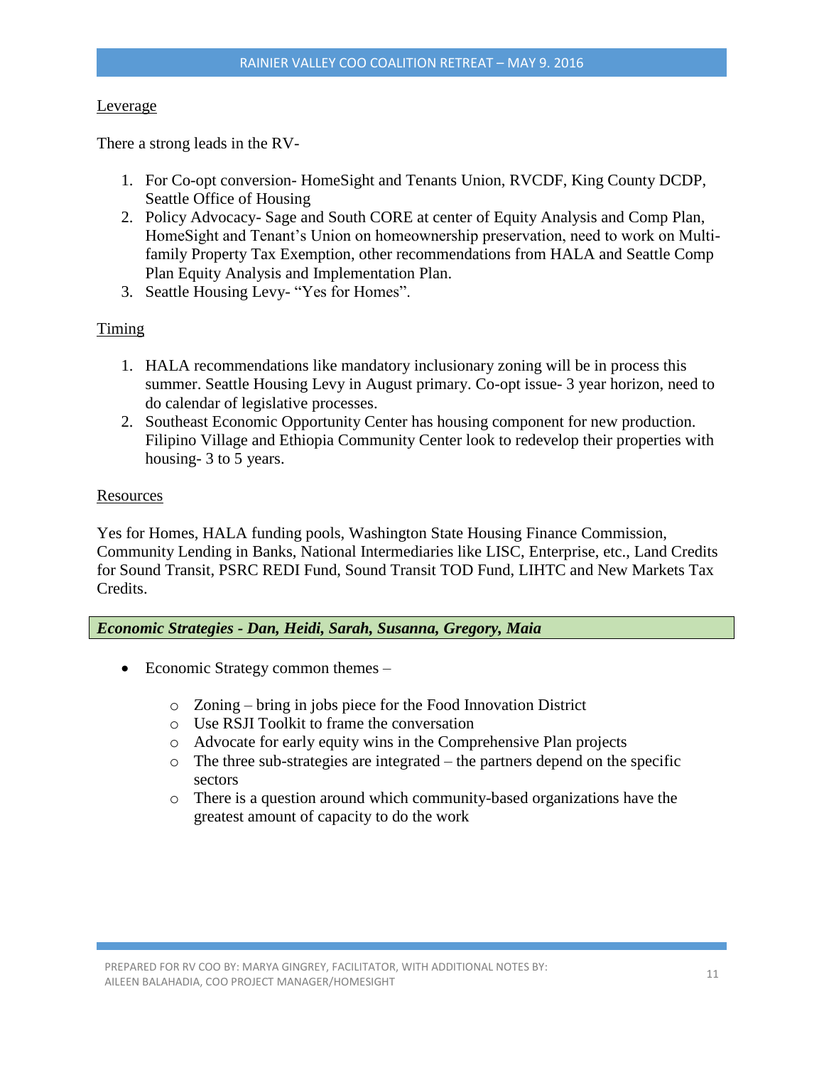Leverage

There a strong leads in the RV-

1. For Co-opt conversion- HomeSight and Tenants Union, RVCDF, King County DCDP, Seattle Office of Housing
2. Policy Advocacy- Sage and South CORE at center of Equity Analysis and Comp Plan, HomeSight and Tenant's Union on homeownership preservation, need to work on Multi-family Property Tax Exemption, other recommendations from HALA and Seattle Comp Plan Equity Analysis and Implementation Plan.
3. Seattle Housing Levy- "Yes for Homes".

Timing

1. HALA recommendations like mandatory inclusionary zoning will be in process this summer. Seattle Housing Levy in August primary. Co-opt issue- 3 year horizon, need to do calendar of legislative processes.
2. Southeast Economic Opportunity Center has housing component for new production. Filipino Village and Ethiopia Community Center look to redevelop their properties with housing- 3 to 5 years.

Resources

Yes for Homes, HALA funding pools, Washington State Housing Finance Commission, Community Lending in Banks, National Intermediaries like LISC, Enterprise, etc., Land Credits for Sound Transit, PSRC REDI Fund, Sound Transit TOD Fund, LIHTC and New Markets Tax Credits.

***Economic Strategies - Dan, Heidi, Sarah, Susanna, Gregory, Maia***

- Economic Strategy common themes –
  - Zoning – bring in jobs piece for the Food Innovation District
  - Use RSJI Toolkit to frame the conversation
  - Advocate for early equity wins in the Comprehensive Plan projects
  - The three sub-strategies are integrated – the partners depend on the specific sectors
  - There is a question around which community-based organizations have the greatest amount of capacity to do the work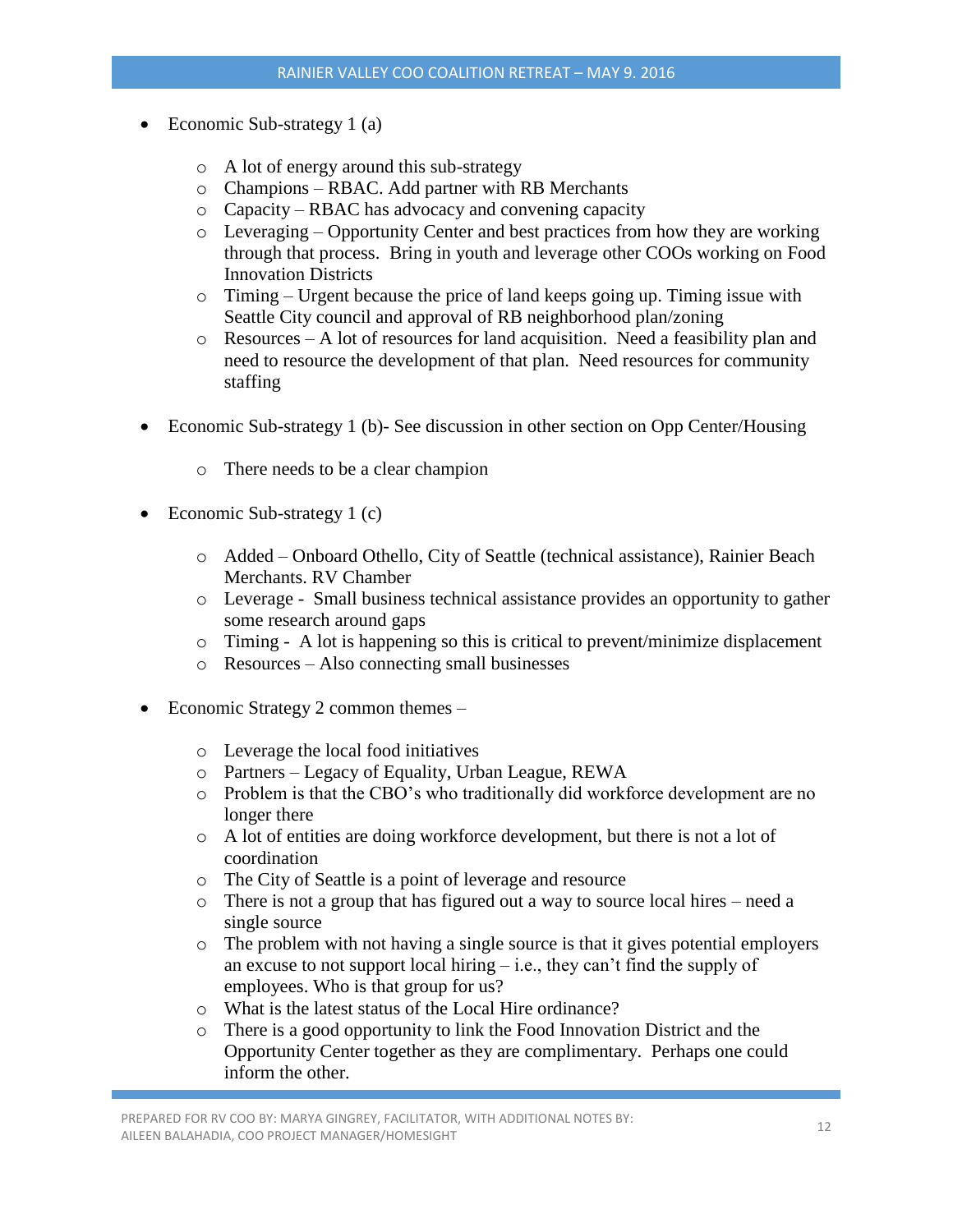- Economic Sub-strategy 1 (a)
  - A lot of energy around this sub-strategy
  - Champions – RBAC. Add partner with RB Merchants
  - Capacity – RBAC has advocacy and convening capacity
  - Leveraging – Opportunity Center and best practices from how they are working through that process. Bring in youth and leverage other COOs working on Food Innovation Districts
  - Timing – Urgent because the price of land keeps going up. Timing issue with Seattle City council and approval of RB neighborhood plan/zoning
  - Resources – A lot of resources for land acquisition. Need a feasibility plan and need to resource the development of that plan. Need resources for community staffing

- Economic Sub-strategy 1 (b)- See discussion in other section on Opp Center/Housing
  - There needs to be a clear champion

- Economic Sub-strategy 1 (c)
  - Added – Onboard Othello, City of Seattle (technical assistance), Rainier Beach Merchants. RV Chamber
  - Leverage - Small business technical assistance provides an opportunity to gather some research around gaps
  - Timing - A lot is happening so this is critical to prevent/minimize displacement
  - Resources – Also connecting small businesses

- Economic Strategy 2 common themes –
  - Leverage the local food initiatives
  - Partners – Legacy of Equality, Urban League, REWA
  - Problem is that the CBO's who traditionally did workforce development are no longer there
  - A lot of entities are doing workforce development, but there is not a lot of coordination
  - The City of Seattle is a point of leverage and resource
  - There is not a group that has figured out a way to source local hires – need a single source
  - The problem with not having a single source is that it gives potential employers an excuse to not support local hiring – i.e., they can't find the supply of employees. Who is that group for us?
  - What is the latest status of the Local Hire ordinance?
  - There is a good opportunity to link the Food Innovation District and the Opportunity Center together as they are complimentary. Perhaps one could inform the other.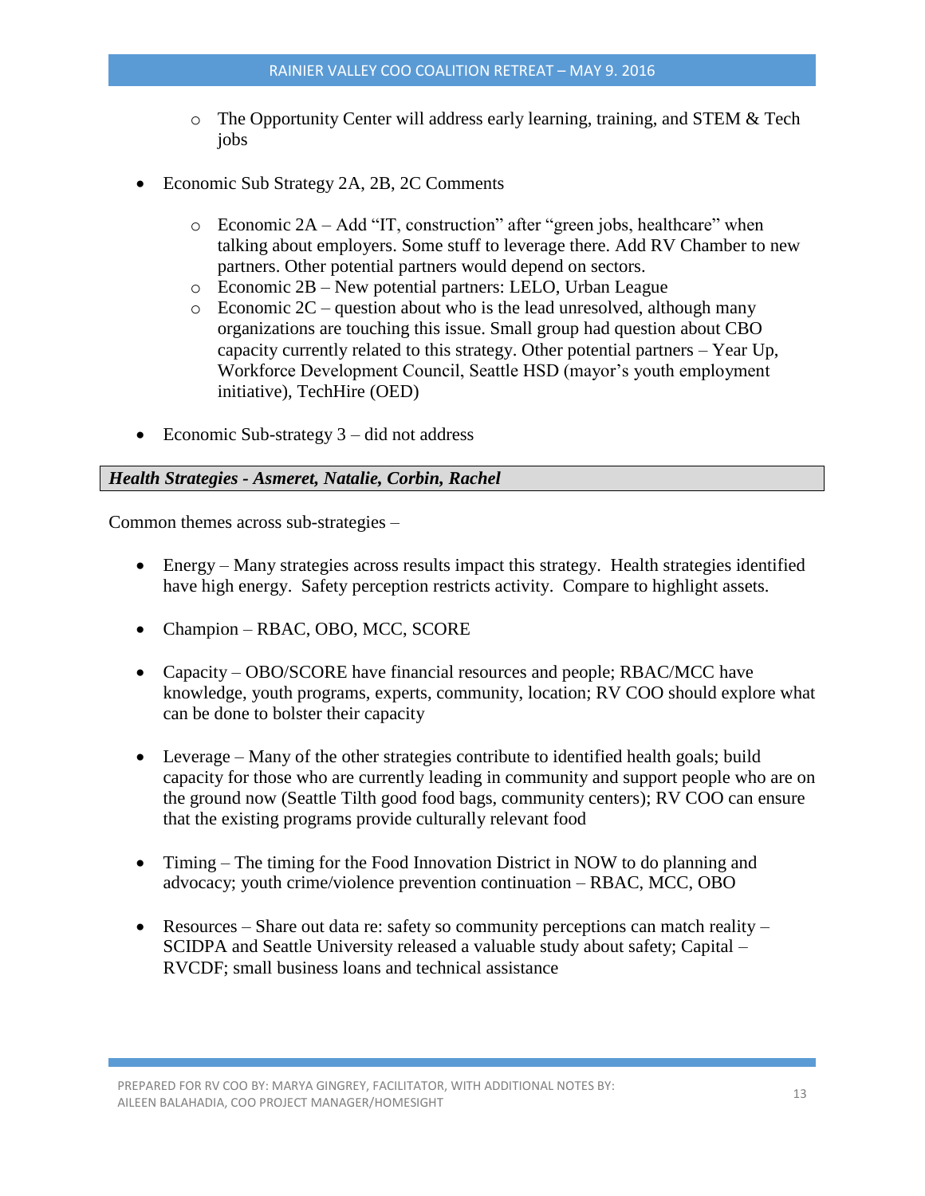- The Opportunity Center will address early learning, training, and STEM & Tech jobs

- Economic Sub Strategy 2A, 2B, 2C Comments

    - Economic 2A – Add “IT, construction” after “green jobs, healthcare” when talking about employers. Some stuff to leverage there. Add RV Chamber to new partners. Other potential partners would depend on sectors.
    - Economic 2B – New potential partners: LELO, Urban League
    - Economic 2C – question about who is the lead unresolved, although many organizations are touching this issue. Small group had question about CBO capacity currently related to this strategy. Other potential partners – Year Up, Workforce Development Council, Seattle HSD (mayor’s youth employment initiative), TechHire (OED)

- Economic Sub-strategy 3 – did not address

### *Health Strategies - Asmeret, Natalie, Corbin, Rachel*

Common themes across sub-strategies –

- Energy – Many strategies across results impact this strategy. Health strategies identified have high energy. Safety perception restricts activity. Compare to highlight assets.

- Champion – RBAC, OBO, MCC, SCORE

- Capacity – OBO/SCORE have financial resources and people; RBAC/MCC have knowledge, youth programs, experts, community, location; RV COO should explore what can be done to bolster their capacity

- Leverage – Many of the other strategies contribute to identified health goals; build capacity for those who are currently leading in community and support people who are on the ground now (Seattle Tilth good food bags, community centers); RV COO can ensure that the existing programs provide culturally relevant food

- Timing – The timing for the Food Innovation District in NOW to do planning and advocacy; youth crime/violence prevention continuation – RBAC, MCC, OBO

- Resources – Share out data re: safety so community perceptions can match reality – SCIDPA and Seattle University released a valuable study about safety; Capital – RVCDF; small business loans and technical assistance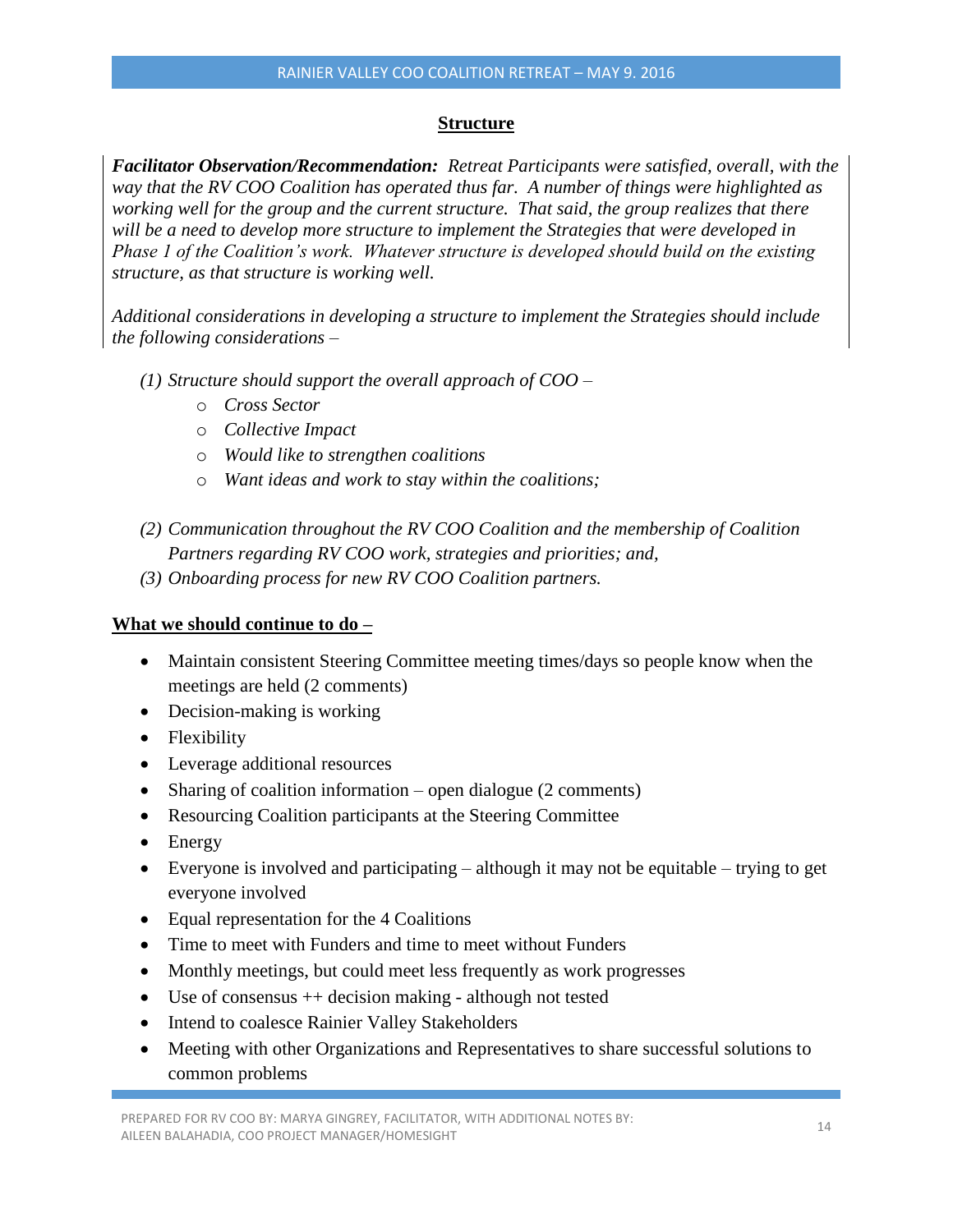## Structure

***Facilitator Observation/Recommendation:*** *Retreat Participants were satisfied, overall, with the way that the RV COO Coalition has operated thus far. A number of things were highlighted as working well for the group and the current structure. That said, the group realizes that there will be a need to develop more structure to implement the Strategies that were developed in Phase 1 of the Coalition's work. Whatever structure is developed should build on the existing structure, as that structure is working well.*

*Additional considerations in developing a structure to implement the Strategies should include the following considerations –*

*(1) Structure should support the overall approach of COO –*

- *Cross Sector*
- *Collective Impact*
- *Would like to strengthen coalitions*
- *Want ideas and work to stay within the coalitions;*

*(2) Communication throughout the RV COO Coalition and the membership of Coalition Partners regarding RV COO work, strategies and priorities; and,*

*(3) Onboarding process for new RV COO Coalition partners.*

**What we should continue to do –**

- Maintain consistent Steering Committee meeting times/days so people know when the meetings are held (2 comments)
- Decision-making is working
- Flexibility
- Leverage additional resources
- Sharing of coalition information – open dialogue (2 comments)
- Resourcing Coalition participants at the Steering Committee
- Energy
- Everyone is involved and participating – although it may not be equitable – trying to get everyone involved
- Equal representation for the 4 Coalitions
- Time to meet with Funders and time to meet without Funders
- Monthly meetings, but could meet less frequently as work progresses
- Use of consensus ++ decision making - although not tested
- Intend to coalesce Rainier Valley Stakeholders
- Meeting with other Organizations and Representatives to share successful solutions to common problems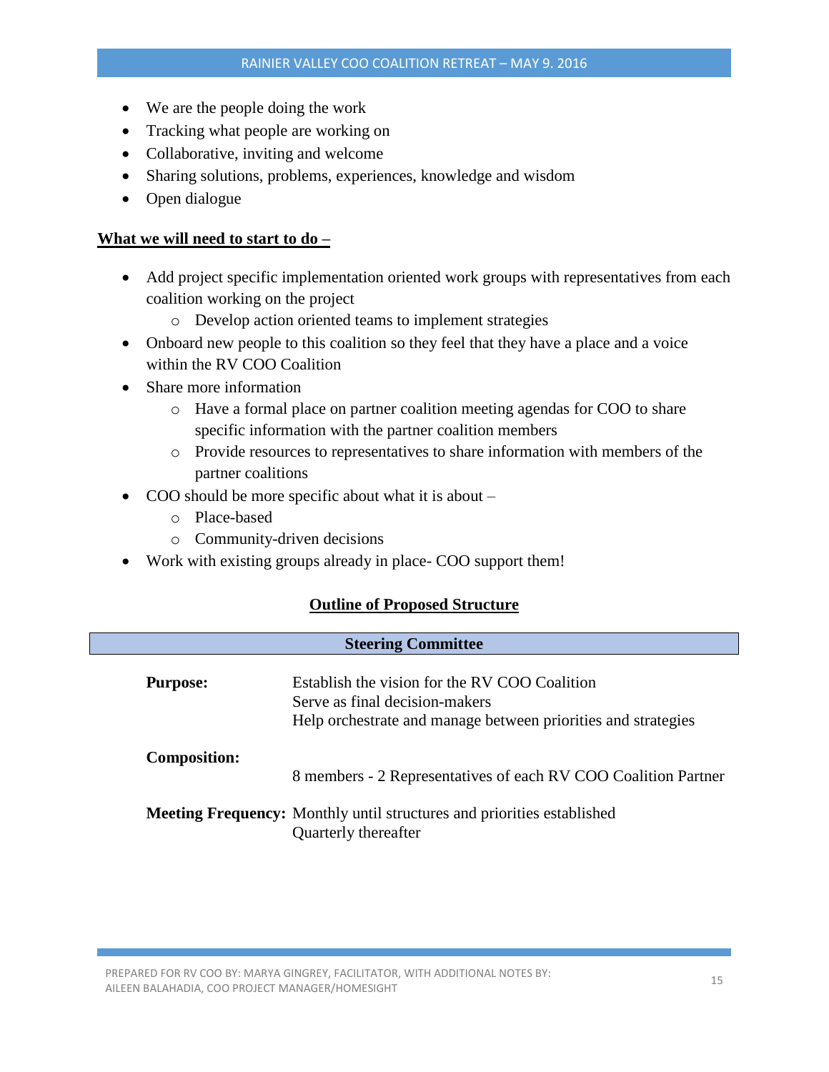- We are the people doing the work
- Tracking what people are working on
- Collaborative, inviting and welcome
- Sharing solutions, problems, experiences, knowledge and wisdom
- Open dialogue

**What we will need to start to do –**

- Add project specific implementation oriented work groups with representatives from each coalition working on the project
  - Develop action oriented teams to implement strategies
- Onboard new people to this coalition so they feel that they have a place and a voice within the RV COO Coalition
- Share more information
  - Have a formal place on partner coalition meeting agendas for COO to share specific information with the partner coalition members
  - Provide resources to representatives to share information with members of the partner coalitions
- COO should be more specific about what it is about –
  - Place-based
  - Community-driven decisions
- Work with existing groups already in place- COO support them!

## Outline of Proposed Structure

| Steering Committee | |
|---|---|
| **Purpose:** | Establish the vision for the RV COO Coalition<br>Serve as final decision-makers<br>Help orchestrate and manage between priorities and strategies |
| **Composition:** | 8 members - 2 Representatives of each RV COO Coalition Partner |
| **Meeting Frequency:** | Monthly until structures and priorities established<br>Quarterly thereafter |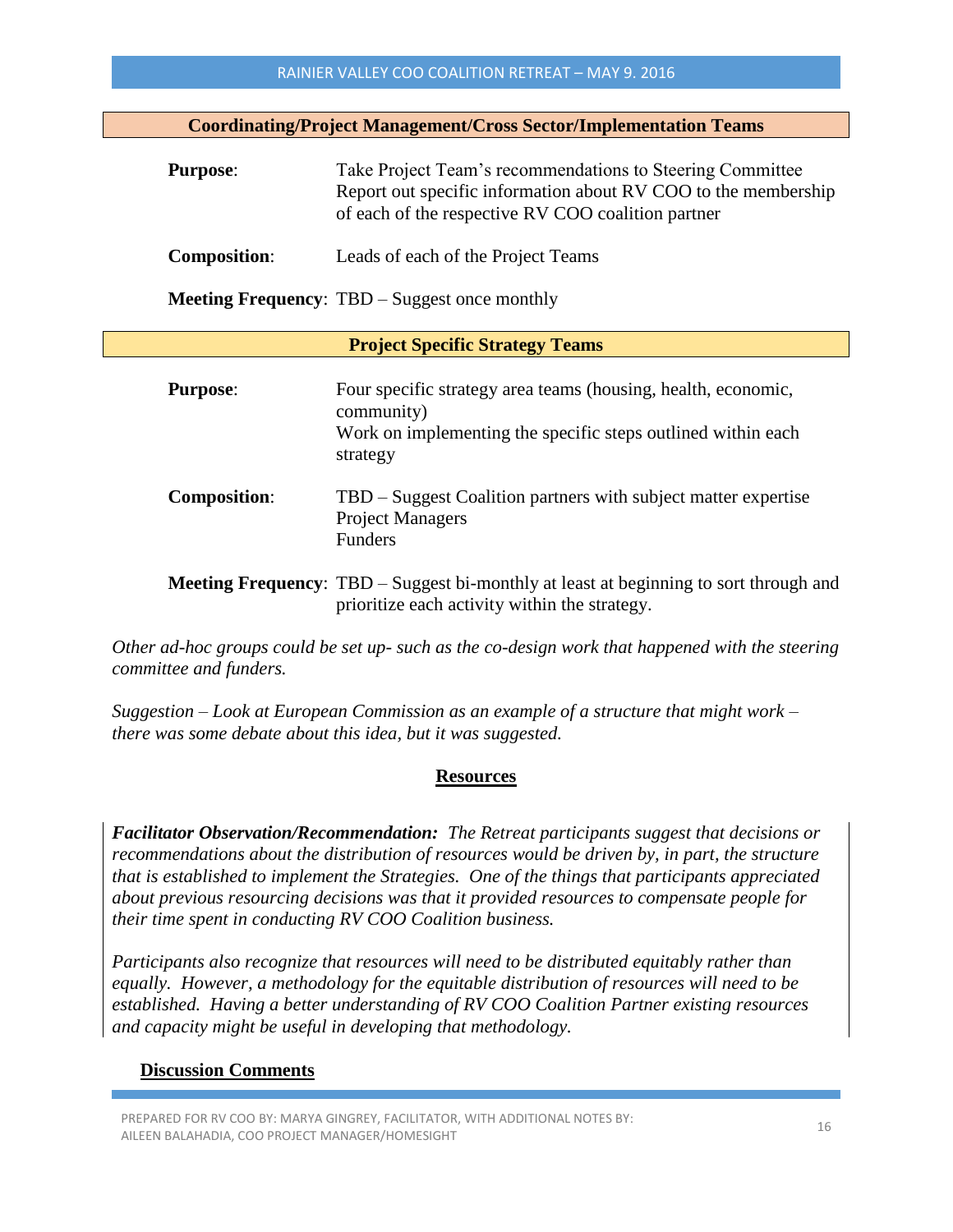## Coordinating/Project Management/Cross Sector/Implementation Teams

**Purpose**: Take Project Team's recommendations to Steering Committee
Report out specific information about RV COO to the membership of each of the respective RV COO coalition partner

**Composition**: Leads of each of the Project Teams

**Meeting Frequency**: TBD – Suggest once monthly

## Project Specific Strategy Teams

**Purpose**: Four specific strategy area teams (housing, health, economic, community)
Work on implementing the specific steps outlined within each strategy

**Composition**: TBD – Suggest Coalition partners with subject matter expertise
Project Managers
Funders

**Meeting Frequency**: TBD – Suggest bi-monthly at least at beginning to sort through and prioritize each activity within the strategy.

*Other ad-hoc groups could be set up- such as the co-design work that happened with the steering committee and funders.*

*Suggestion – Look at European Commission as an example of a structure that might work – there was some debate about this idea, but it was suggested.*

## Resources

***Facilitator Observation/Recommendation:*** *The Retreat participants suggest that decisions or recommendations about the distribution of resources would be driven by, in part, the structure that is established to implement the Strategies. One of the things that participants appreciated about previous resourcing decisions was that it provided resources to compensate people for their time spent in conducting RV COO Coalition business.*

*Participants also recognize that resources will need to be distributed equitably rather than equally. However, a methodology for the equitable distribution of resources will need to be established. Having a better understanding of RV COO Coalition Partner existing resources and capacity might be useful in developing that methodology.*

### Discussion Comments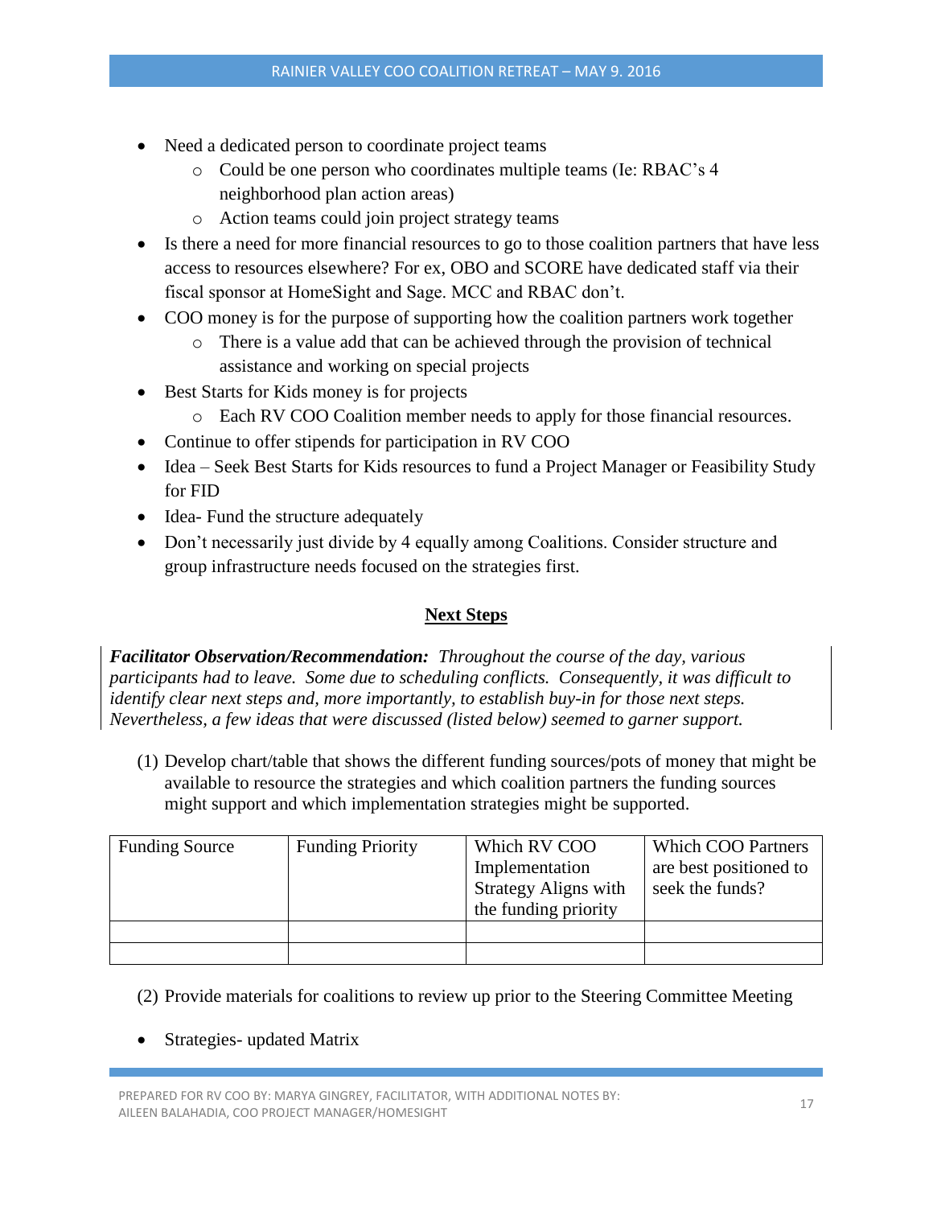- Need a dedicated person to coordinate project teams
  - Could be one person who coordinates multiple teams (Ie: RBAC's 4 neighborhood plan action areas)
  - Action teams could join project strategy teams
- Is there a need for more financial resources to go to those coalition partners that have less access to resources elsewhere? For ex, OBO and SCORE have dedicated staff via their fiscal sponsor at HomeSight and Sage. MCC and RBAC don't.
- COO money is for the purpose of supporting how the coalition partners work together
  - There is a value add that can be achieved through the provision of technical assistance and working on special projects
- Best Starts for Kids money is for projects
  - Each RV COO Coalition member needs to apply for those financial resources.
- Continue to offer stipends for participation in RV COO
- Idea – Seek Best Starts for Kids resources to fund a Project Manager or Feasibility Study for FID
- Idea- Fund the structure adequately
- Don't necessarily just divide by 4 equally among Coalitions. Consider structure and group infrastructure needs focused on the strategies first.

## Next Steps

***Facilitator Observation/Recommendation:*** *Throughout the course of the day, various participants had to leave. Some due to scheduling conflicts. Consequently, it was difficult to identify clear next steps and, more importantly, to establish buy-in for those next steps. Nevertheless, a few ideas that were discussed (listed below) seemed to garner support.*

(1) Develop chart/table that shows the different funding sources/pots of money that might be available to resource the strategies and which coalition partners the funding sources might support and which implementation strategies might be supported.

| Funding Source | Funding Priority | Which RV COO Implementation Strategy Aligns with the funding priority | Which COO Partners are best positioned to seek the funds? |
|---|---|---|---|
| | | | |
| | | | |

(2) Provide materials for coalitions to review up prior to the Steering Committee Meeting

- Strategies- updated Matrix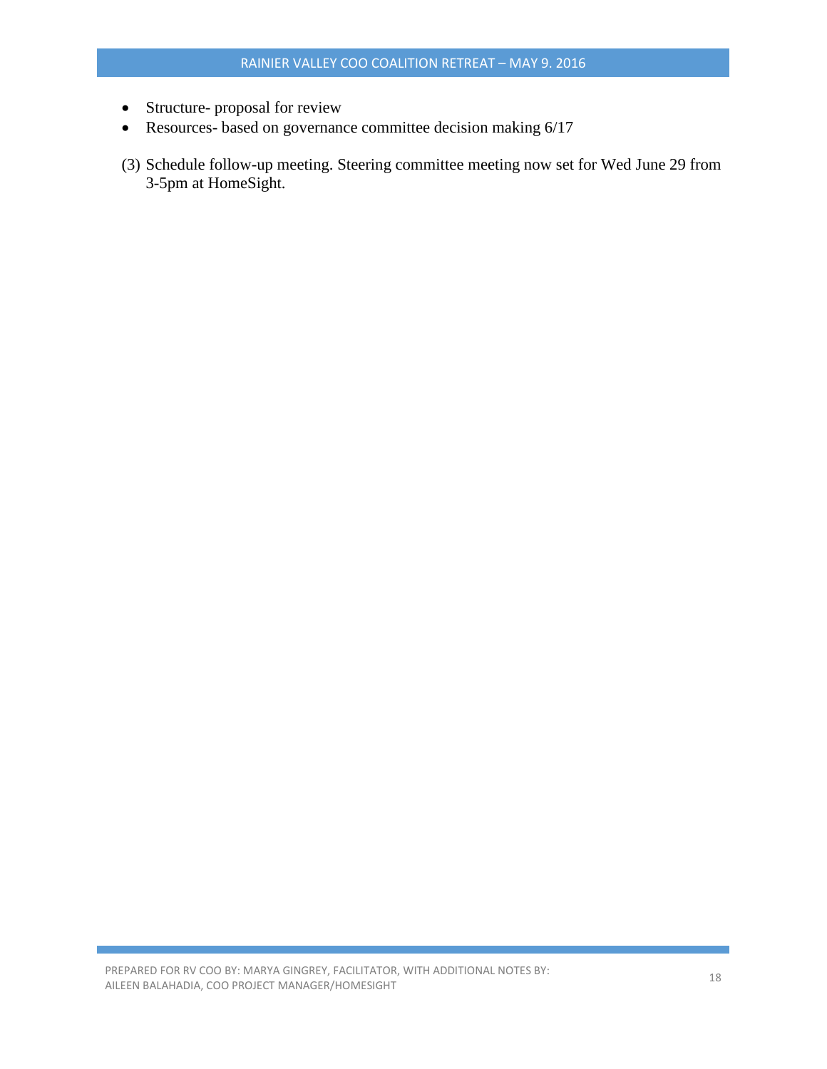- Structure- proposal for review
- Resources- based on governance committee decision making 6/17

(3) Schedule follow-up meeting. Steering committee meeting now set for Wed June 29 from 3-5pm at HomeSight.